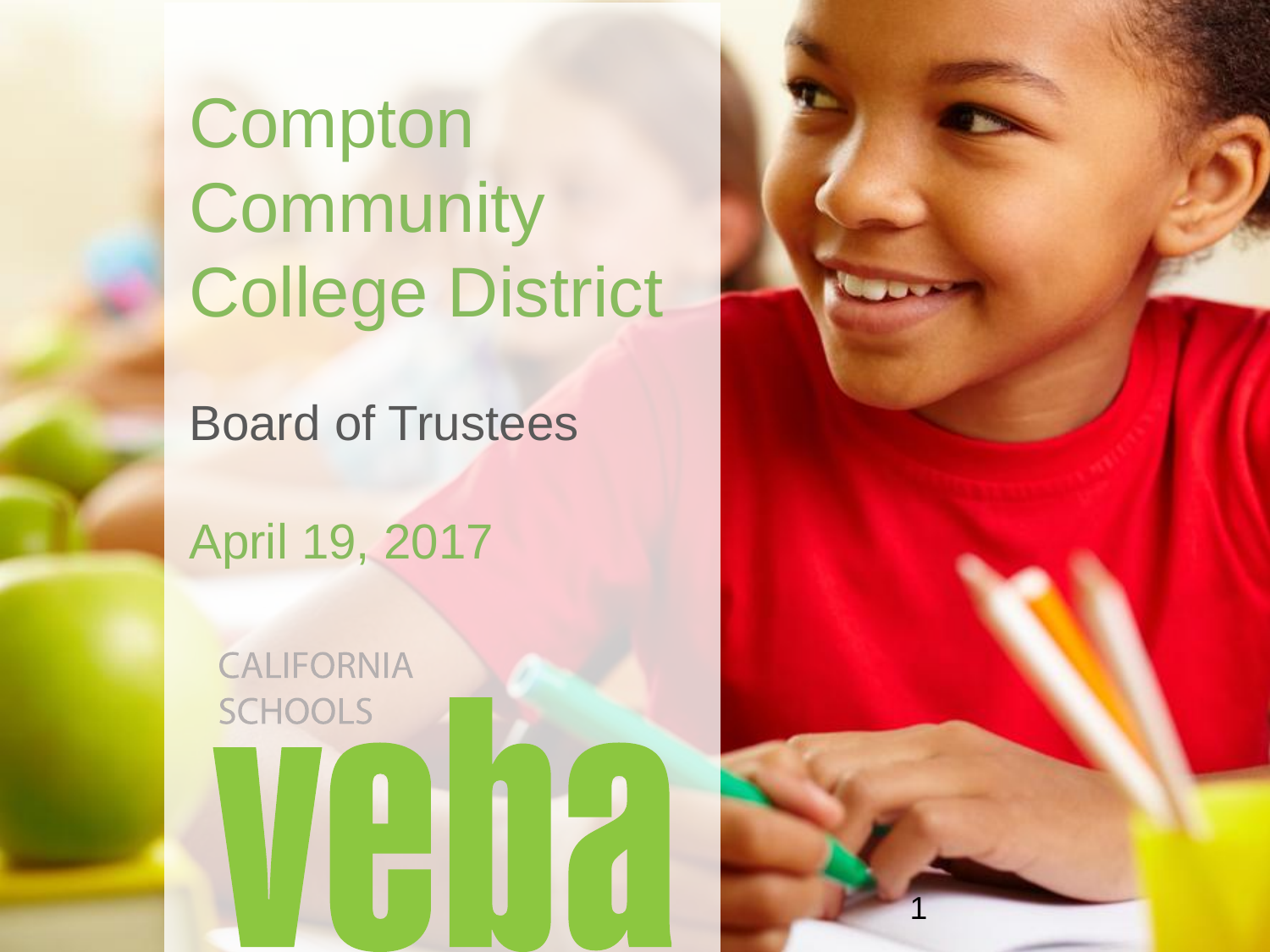# Compton Community College District

## Board of Trustees

April 19, 2017

CALIFORNIA SCHOOLS

veba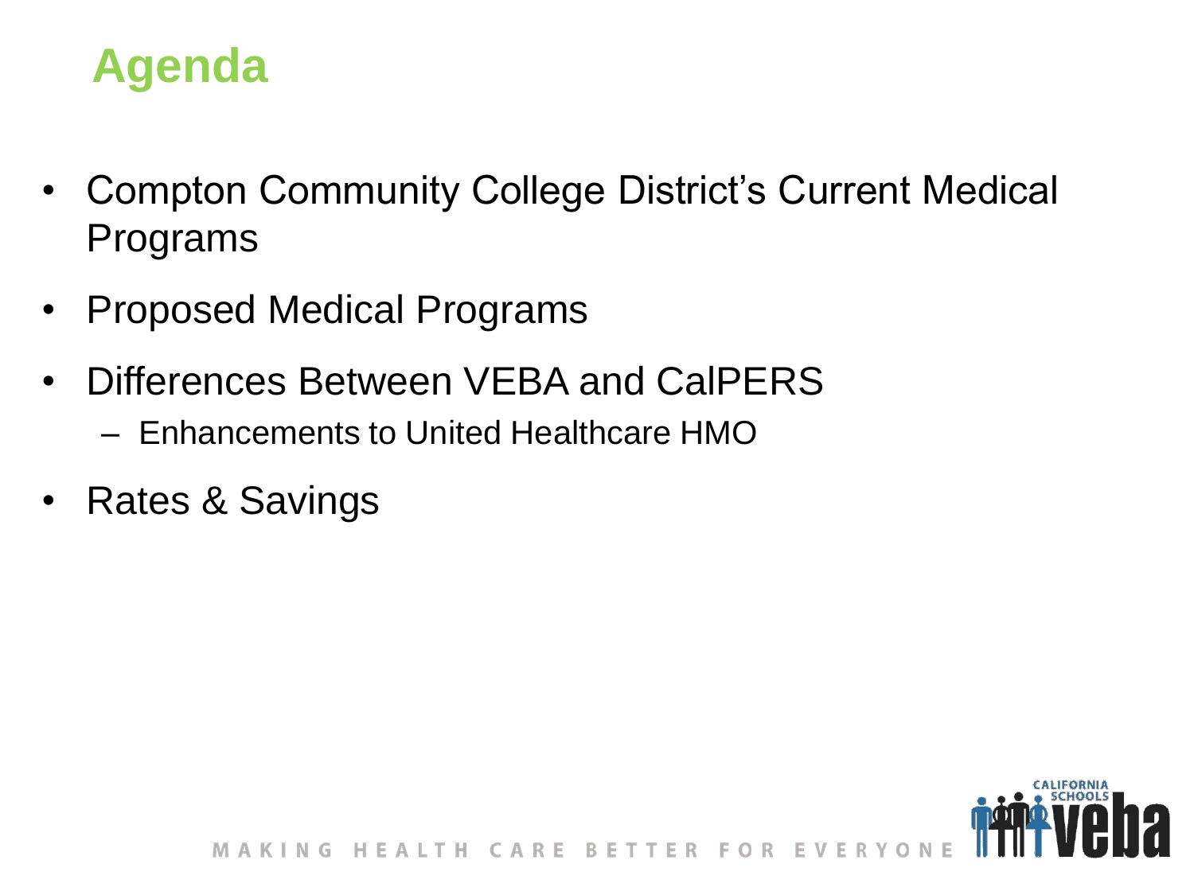# Agenda

- Compton Community College District's Current Medical Programs
- Proposed Medical Programs
- Differences Between VEBA and CalPERS
  - Enhancements to United Healthcare HMO
- Rates & Savings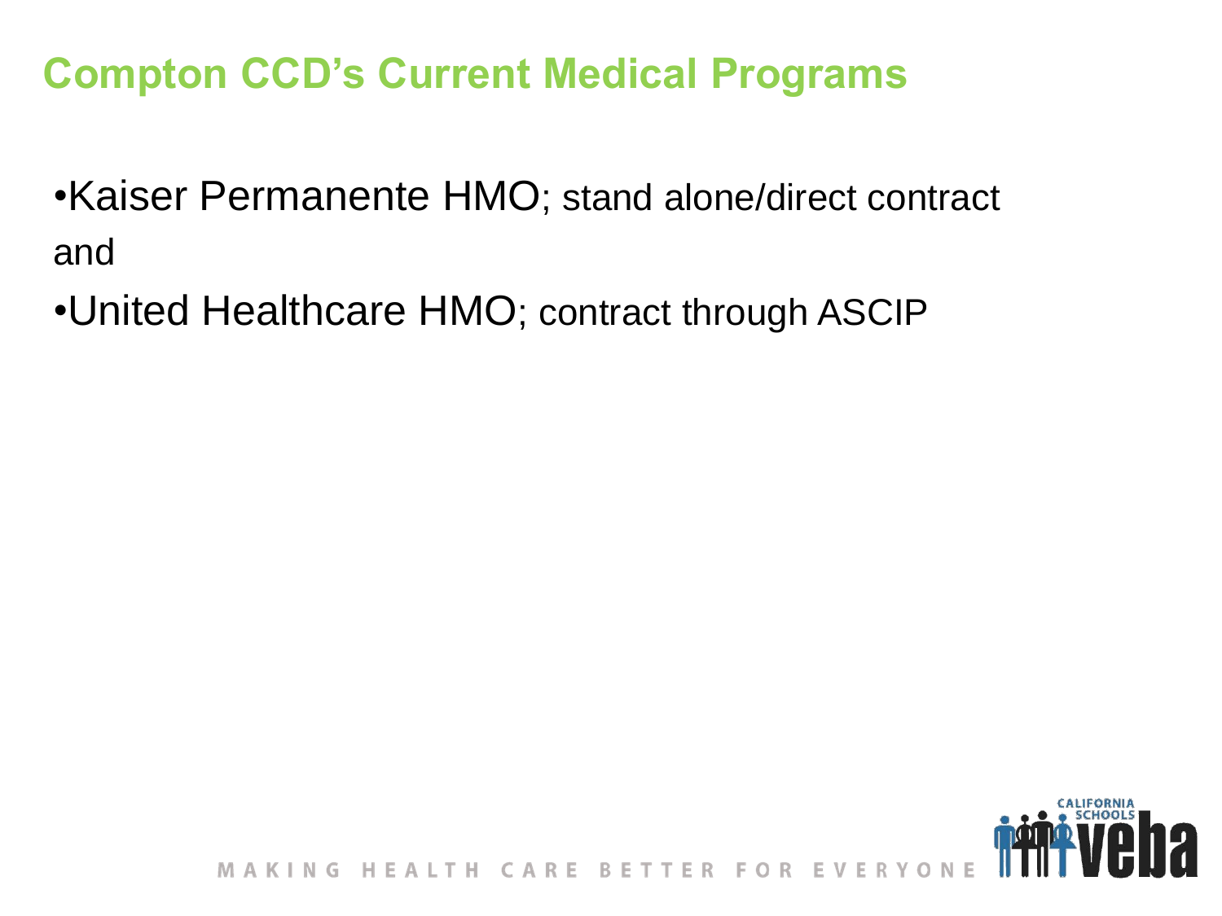## Compton CCD's Current Medical Programs

- Kaiser Permanente HMO; stand alone/direct contract and
- United Healthcare HMO; contract through ASCIP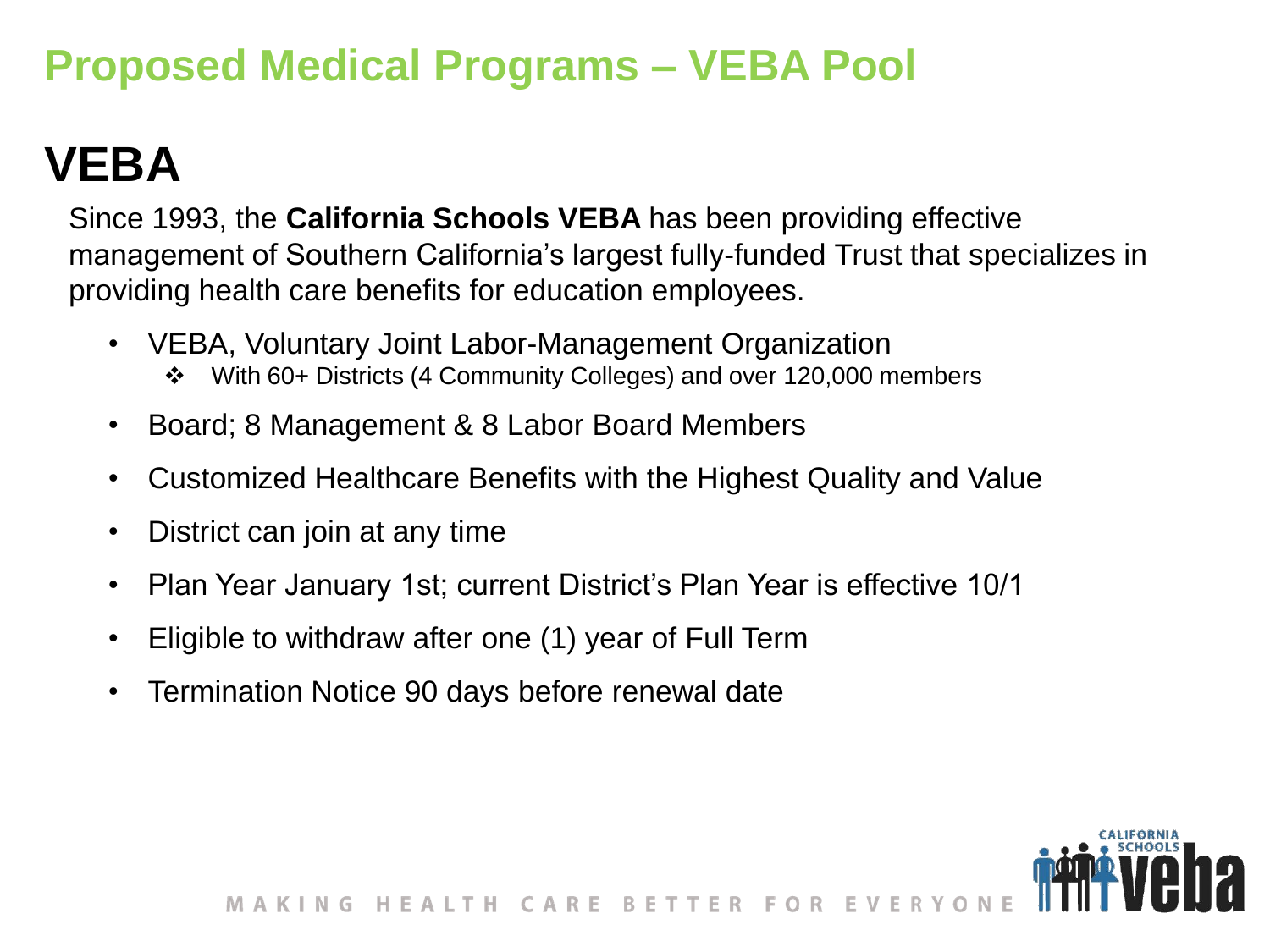# Proposed Medical Programs – VEBA Pool

## VEBA

Since 1993, the **California Schools VEBA** has been providing effective management of Southern California's largest fully-funded Trust that specializes in providing health care benefits for education employees.

- VEBA, Voluntary Joint Labor-Management Organization
  - With 60+ Districts (4 Community Colleges) and over 120,000 members
- Board; 8 Management & 8 Labor Board Members
- Customized Healthcare Benefits with the Highest Quality and Value
- District can join at any time
- Plan Year January 1st; current District's Plan Year is effective 10/1
- Eligible to withdraw after one (1) year of Full Term
- Termination Notice 90 days before renewal date

MAKING HEALTH CARE BETTER FOR EVERYONE

CALIFORNIA SCHOOLS veba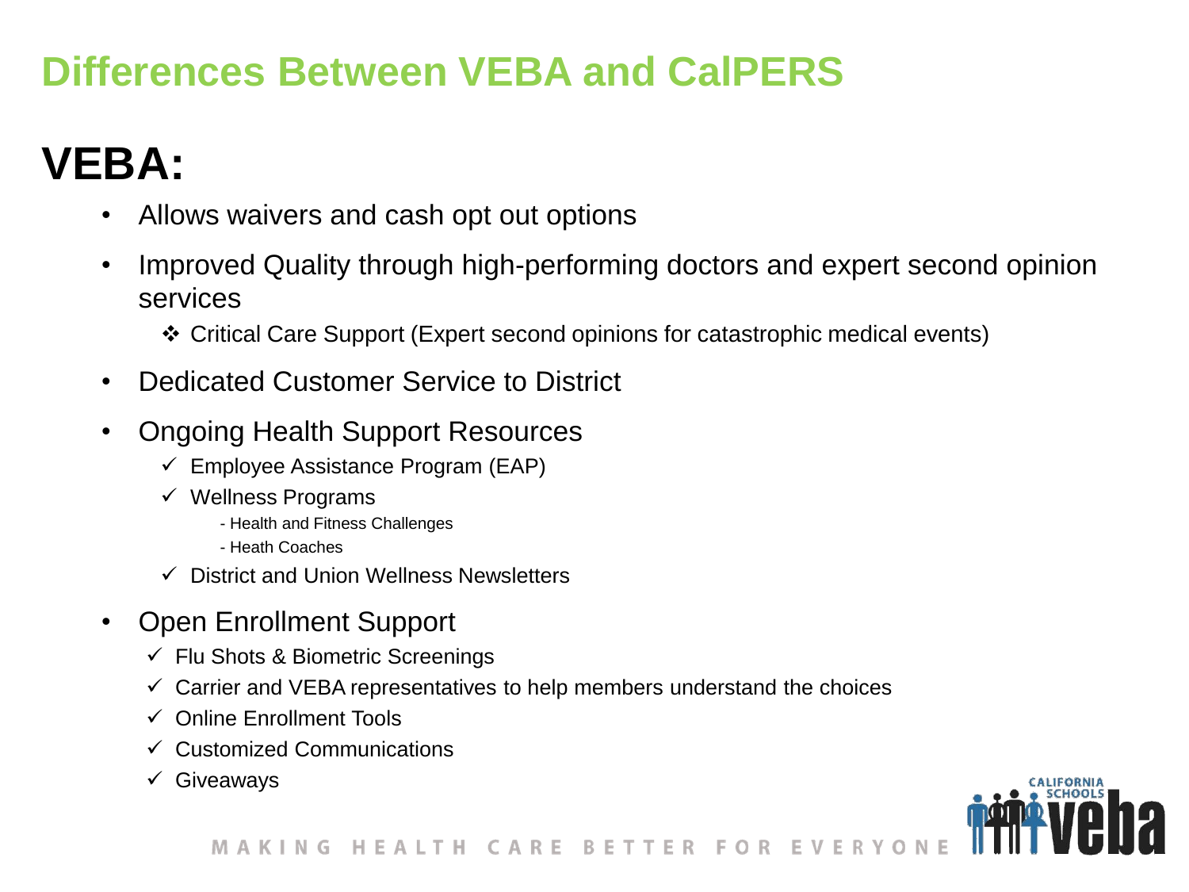# Differences Between VEBA and CalPERS

## VEBA:

- Allows waivers and cash opt out options
- Improved Quality through high-performing doctors and expert second opinion services
  - ❖ Critical Care Support (Expert second opinions for catastrophic medical events)
- Dedicated Customer Service to District
- Ongoing Health Support Resources
  - ✓ Employee Assistance Program (EAP)
  - ✓ Wellness Programs
    - - Health and Fitness Challenges
    - - Heath Coaches
  - ✓ District and Union Wellness Newsletters
- Open Enrollment Support
  - ✓ Flu Shots & Biometric Screenings
  - ✓ Carrier and VEBA representatives to help members understand the choices
  - ✓ Online Enrollment Tools
  - ✓ Customized Communications
  - ✓ Giveaways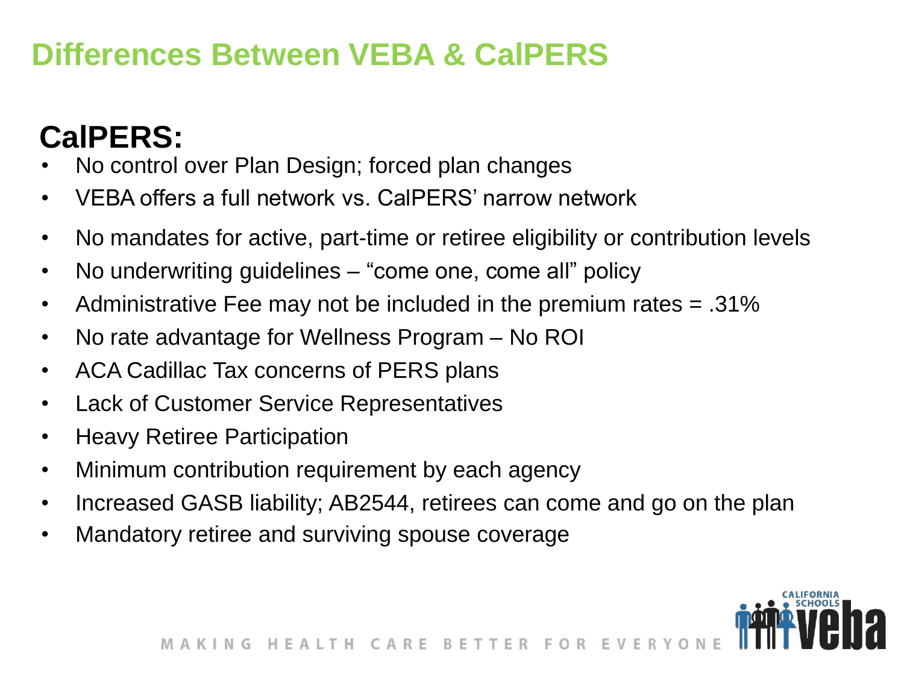# Differences Between VEBA & CalPERS

## CalPERS:

- No control over Plan Design; forced plan changes
- VEBA offers a full network vs. CalPERS' narrow network
- No mandates for active, part-time or retiree eligibility or contribution levels
- No underwriting guidelines – "come one, come all" policy
- Administrative Fee may not be included in the premium rates = .31%
- No rate advantage for Wellness Program – No ROI
- ACA Cadillac Tax concerns of PERS plans
- Lack of Customer Service Representatives
- Heavy Retiree Participation
- Minimum contribution requirement by each agency
- Increased GASB liability; AB2544, retirees can come and go on the plan
- Mandatory retiree and surviving spouse coverage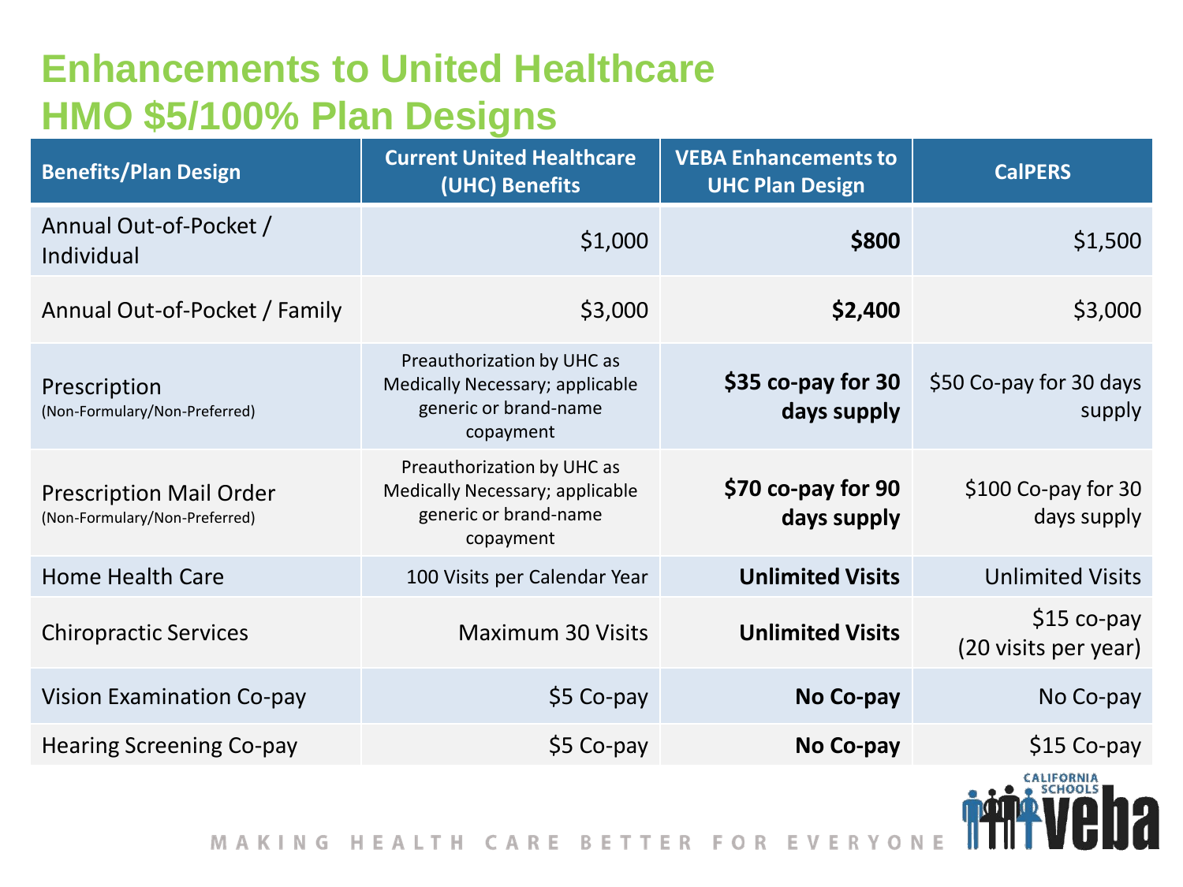# Enhancements to United Healthcare HMO $5/100% Plan Designs

| Benefits/Plan Design | Current United Healthcare (UHC) Benefits | VEBA Enhancements to UHC Plan Design | CalPERS |
|---|---|---|---|
| Annual Out-of-Pocket / Individual | $1,000 | **$800** | $1,500 |
| Annual Out-of-Pocket / Family | $3,000 | **$2,400** | $3,000 |
| Prescription (Non-Formulary/Non-Preferred) | Preauthorization by UHC as Medically Necessary; applicable generic or brand-name copayment | **$35 co-pay for 30 days supply** | $50 Co-pay for 30 days supply |
| Prescription Mail Order (Non-Formulary/Non-Preferred) | Preauthorization by UHC as Medically Necessary; applicable generic or brand-name copayment | **$70 co-pay for 90 days supply** | $100 Co-pay for 30 days supply |
| Home Health Care | 100 Visits per Calendar Year | **Unlimited Visits** | Unlimited Visits |
| Chiropractic Services | Maximum 30 Visits | **Unlimited Visits** | $15 co-pay (20 visits per year) |
| Vision Examination Co-pay | $5 Co-pay | **No Co-pay** | No Co-pay |
| Hearing Screening Co-pay | $5 Co-pay | **No Co-pay** | $15 Co-pay |

MAKING HEALTH CARE BETTER FOR EVERYONE

California Schools VEBA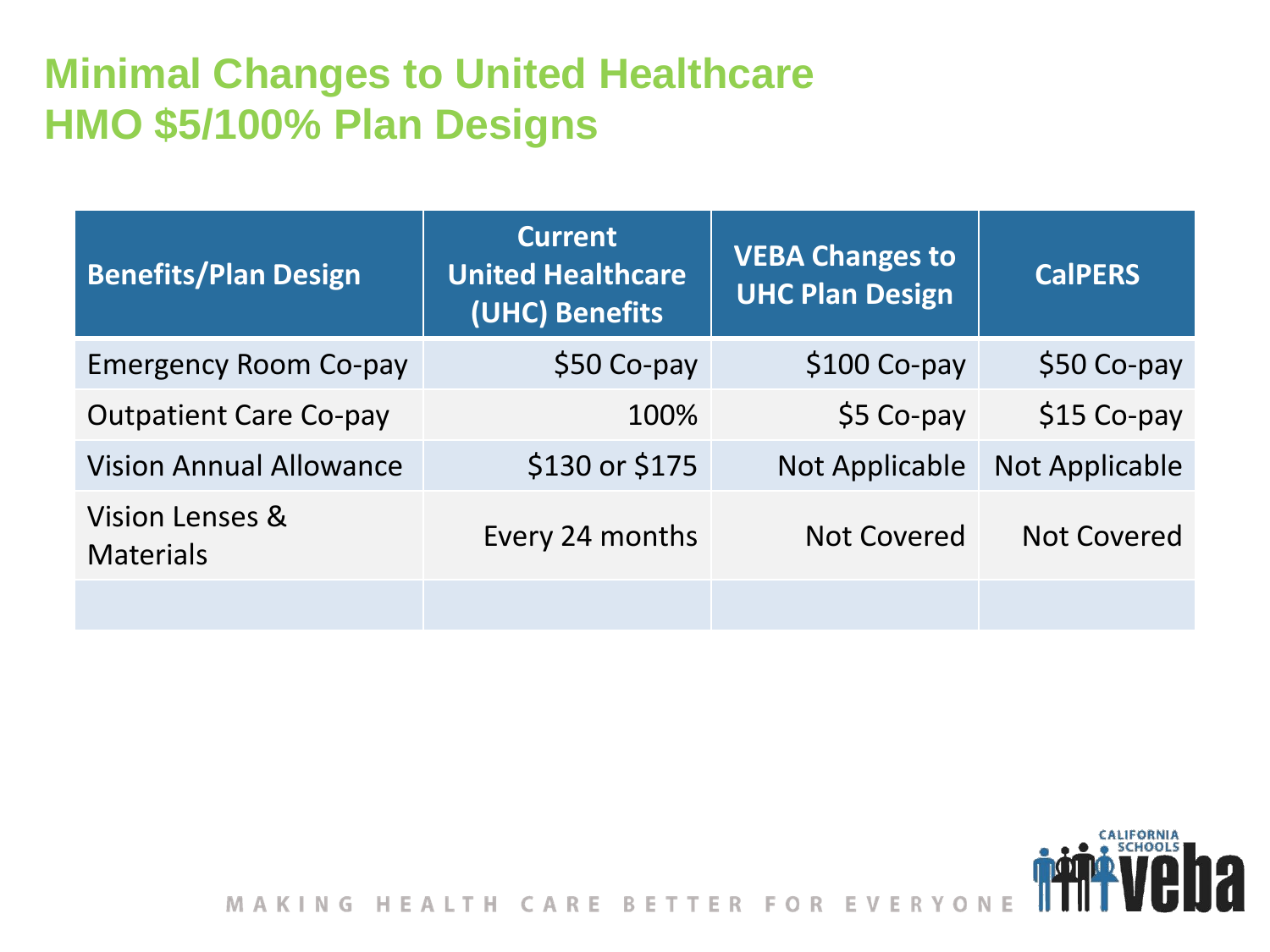# Minimal Changes to United Healthcare HMO $5/100% Plan Designs

| Benefits/Plan Design | Current United Healthcare (UHC) Benefits | VEBA Changes to UHC Plan Design | CalPERS |
|---|---|---|---|
| Emergency Room Co-pay | $50 Co-pay | $100 Co-pay | $50 Co-pay |
| Outpatient Care Co-pay | 100% | $5 Co-pay | $15 Co-pay |
| Vision Annual Allowance | $130 or $175 | Not Applicable | Not Applicable |
| Vision Lenses & Materials | Every 24 months | Not Covered | Not Covered |
| | | | |

MAKING HEALTH CARE BETTER FOR EVERYONE

CALIFORNIA SCHOOLS veba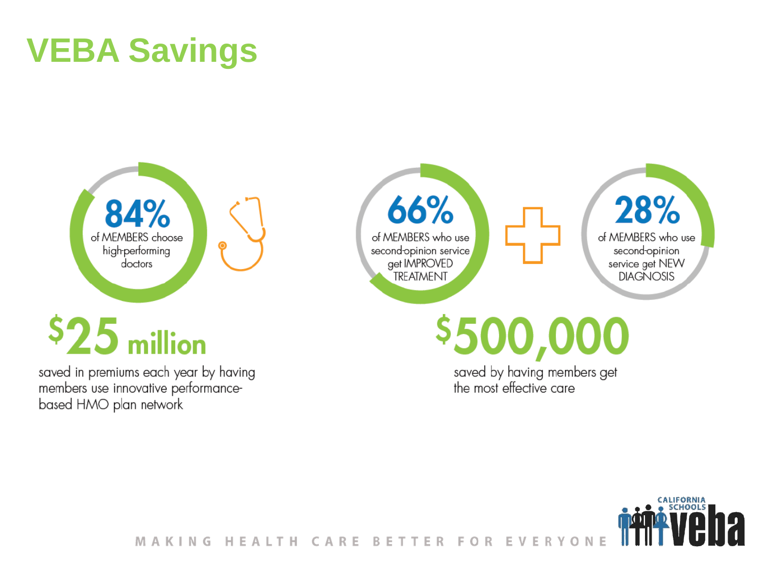# VEBA Savings

**84%** of MEMBERS choose high-performing doctors

**$25 million** saved in premiums each year by having members use innovative performance-based HMO plan network

**66%** of MEMBERS who use second-opinion service get IMPROVED TREATMENT

**28%** of MEMBERS who use second-opinion service get NEW DIAGNOSIS

**$500,000** saved by having members get the most effective care

MAKING HEALTH CARE BETTER FOR EVERYONE

CALIFORNIA SCHOOLS veba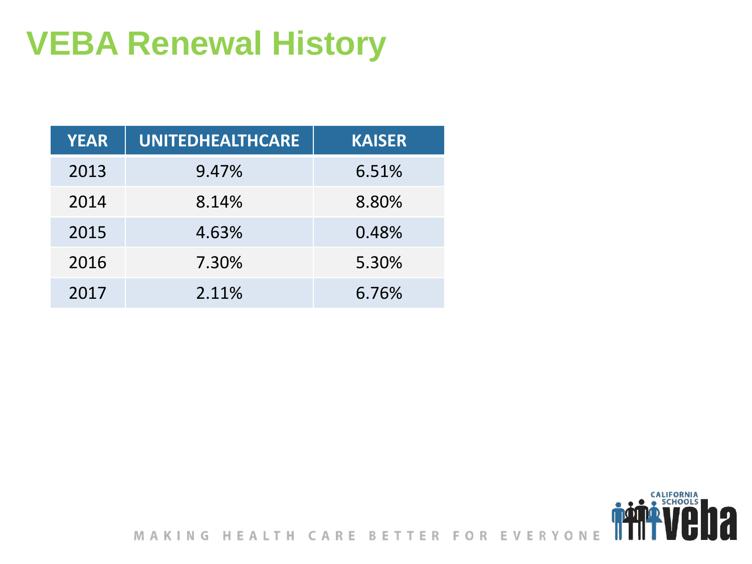# VEBA Renewal History

| YEAR | UNITEDHEALTHCARE | KAISER |
| --- | --- | --- |
| 2013 | 9.47% | 6.51% |
| 2014 | 8.14% | 8.80% |
| 2015 | 4.63% | 0.48% |
| 2016 | 7.30% | 5.30% |
| 2017 | 2.11% | 6.76% |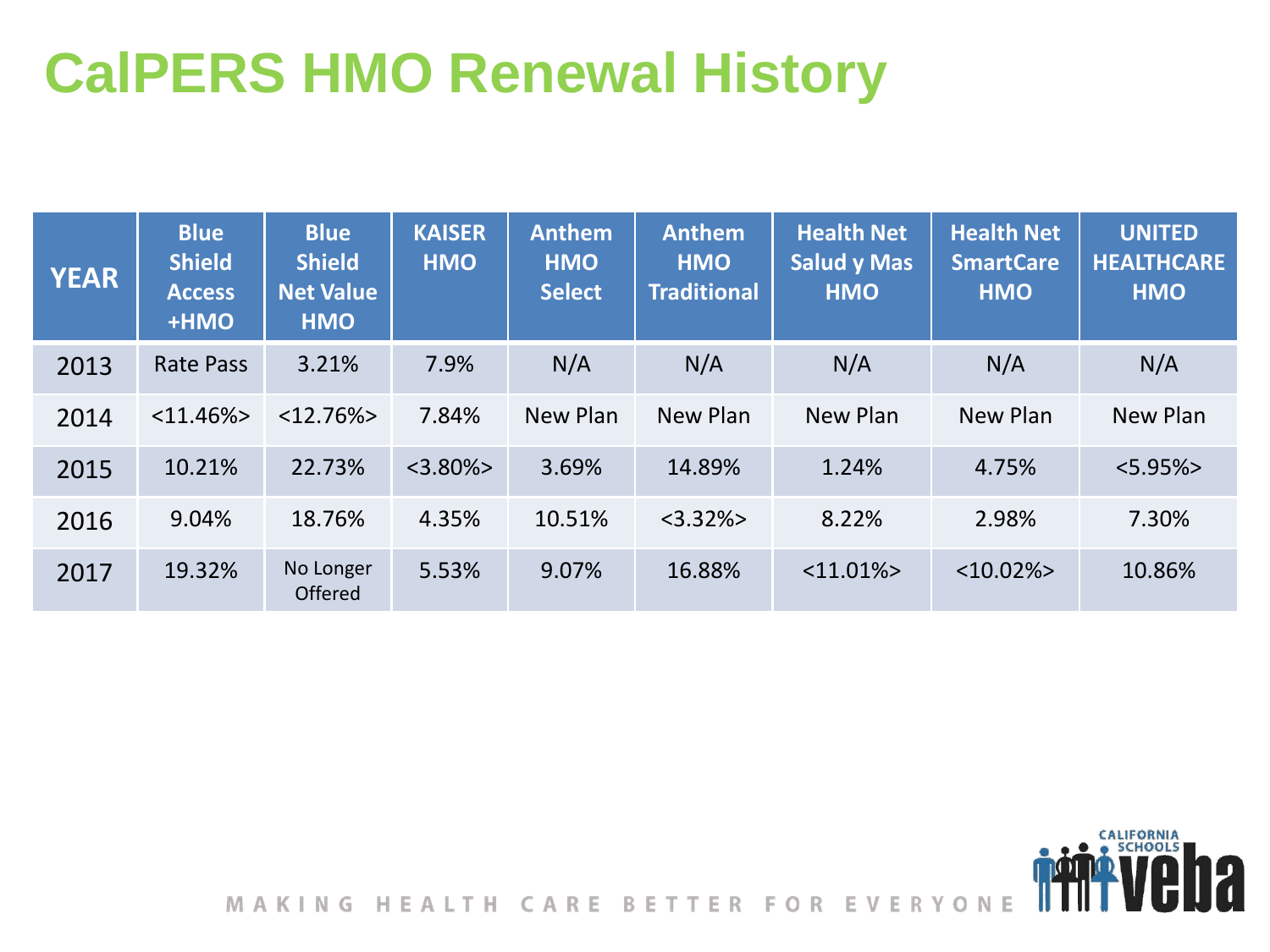# CalPERS HMO Renewal History

| YEAR | Blue Shield Access +HMO | Blue Shield Net Value HMO | KAISER HMO | Anthem HMO Select | Anthem HMO Traditional | Health Net Salud y Mas HMO | Health Net SmartCare HMO | UNITED HEALTHCARE HMO |
|---|---|---|---|---|---|---|---|---|
| 2013 | Rate Pass | 3.21% | 7.9% | N/A | N/A | N/A | N/A | N/A |
| 2014 | <11.46%> | <12.76%> | 7.84% | New Plan | New Plan | New Plan | New Plan | New Plan |
| 2015 | 10.21% | 22.73% | <3.80%> | 3.69% | 14.89% | 1.24% | 4.75% | <5.95%> |
| 2016 | 9.04% | 18.76% | 4.35% | 10.51% | <3.32%> | 8.22% | 2.98% | 7.30% |
| 2017 | 19.32% | No Longer Offered | 5.53% | 9.07% | 16.88% | <11.01%> | <10.02%> | 10.86% |

MAKING HEALTH CARE BETTER FOR EVERYONE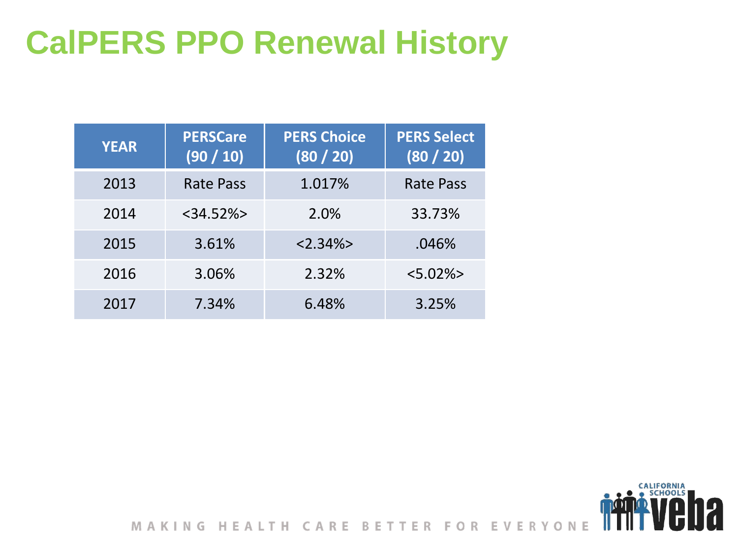# CalPERS PPO Renewal History

| YEAR | PERSCare (90 / 10) | PERS Choice (80 / 20) | PERS Select (80 / 20) |
|---|---|---|---|
| 2013 | Rate Pass | 1.017% | Rate Pass |
| 2014 | <34.52%> | 2.0% | 33.73% |
| 2015 | 3.61% | <2.34%> | .046% |
| 2016 | 3.06% | 2.32% | <5.02%> |
| 2017 | 7.34% | 6.48% | 3.25% |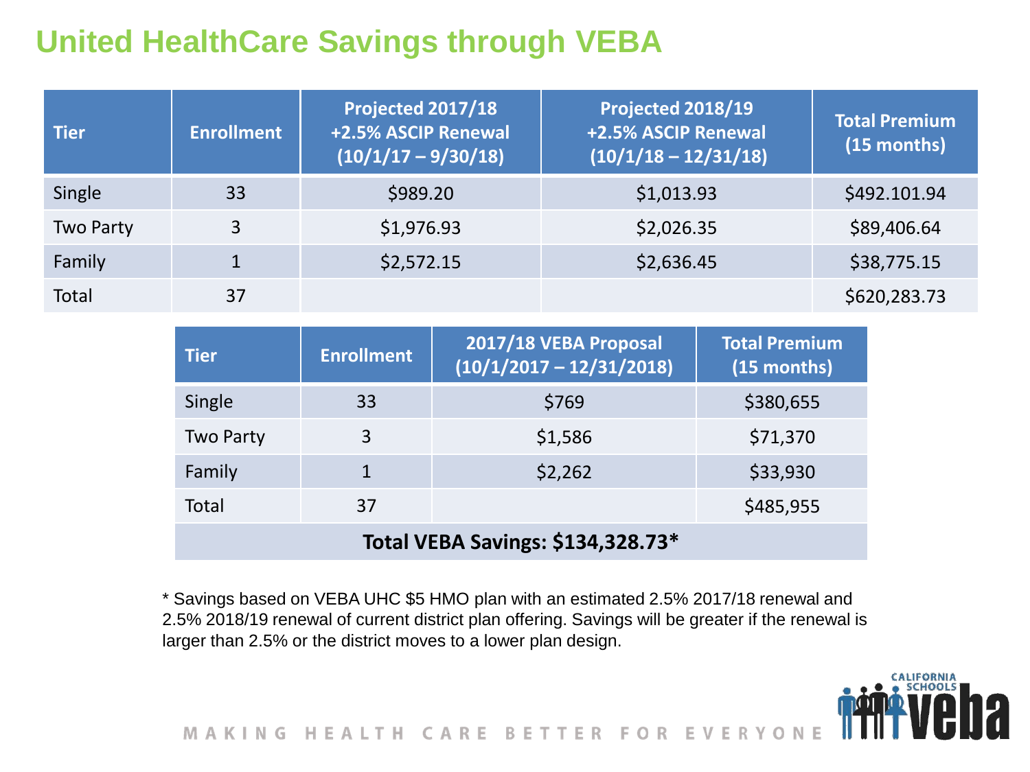# United HealthCare Savings through VEBA

| Tier | Enrollment | Projected 2017/18 +2.5% ASCIP Renewal (10/1/17 – 9/30/18) | Projected 2018/19 +2.5% ASCIP Renewal (10/1/18 – 12/31/18) | Total Premium (15 months) |
|---|---|---|---|---|
| Single | 33 | $989.20 | $1,013.93 | $492.101.94 |
| Two Party | 3 | $1,976.93 | $2,026.35 | $89,406.64 |
| Family | 1 | $2,572.15 | $2,636.45 | $38,775.15 |
| Total | 37 | | | $620,283.73 |

| Tier | Enrollment | 2017/18 VEBA Proposal (10/1/2017 – 12/31/2018) | Total Premium (15 months) |
|---|---|---|---|
| Single | 33 | $769 | $380,655 |
| Two Party | 3 | $1,586 | $71,370 |
| Family | 1 | $2,262 | $33,930 |
| Total | 37 | | $485,955 |
| **Total VEBA Savings: $134,328.73*** | | | |

* Savings based on VEBA UHC $5 HMO plan with an estimated 2.5% 2017/18 renewal and 2.5% 2018/19 renewal of current district plan offering. Savings will be greater if the renewal is larger than 2.5% or the district moves to a lower plan design.

MAKING HEALTH CARE BETTER FOR EVERYONE

CALIFORNIA SCHOOLS veba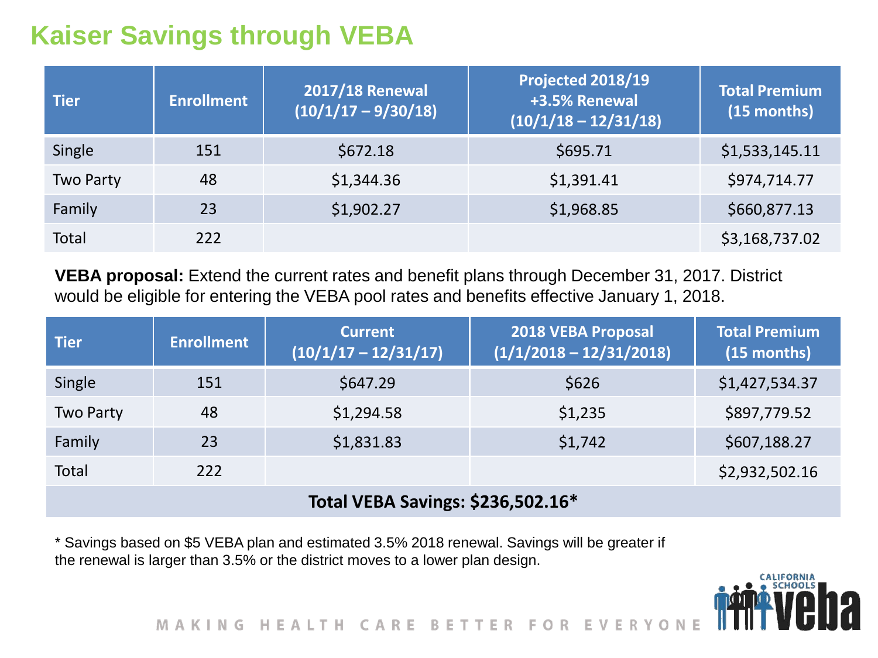# Kaiser Savings through VEBA

| Tier | Enrollment | 2017/18 Renewal (10/1/17 – 9/30/18) | Projected 2018/19 +3.5% Renewal (10/1/18 – 12/31/18) | Total Premium (15 months) |
|---|---|---|---|---|
| Single | 151 | $672.18 | $695.71 | $1,533,145.11 |
| Two Party | 48 | $1,344.36 | $1,391.41 | $974,714.77 |
| Family | 23 | $1,902.27 | $1,968.85 | $660,877.13 |
| Total | 222 | | | $3,168,737.02 |

**VEBA proposal:** Extend the current rates and benefit plans through December 31, 2017. District would be eligible for entering the VEBA pool rates and benefits effective January 1, 2018.

| Tier | Enrollment | Current (10/1/17 – 12/31/17) | 2018 VEBA Proposal (1/1/2018 – 12/31/2018) | Total Premium (15 months) |
|---|---|---|---|---|
| Single | 151 | $647.29 | $626 | $1,427,534.37 |
| Two Party | 48 | $1,294.58 | $1,235 | $897,779.52 |
| Family | 23 | $1,831.83 | $1,742 | $607,188.27 |
| Total | 222 | | | $2,932,502.16 |
| **Total VEBA Savings: $236,502.16*** | | | | |

* Savings based on $5 VEBA plan and estimated 3.5% 2018 renewal. Savings will be greater if the renewal is larger than 3.5% or the district moves to a lower plan design.

MAKING HEALTH CARE BETTER FOR EVERYONE

CALIFORNIA SCHOOLS VEBA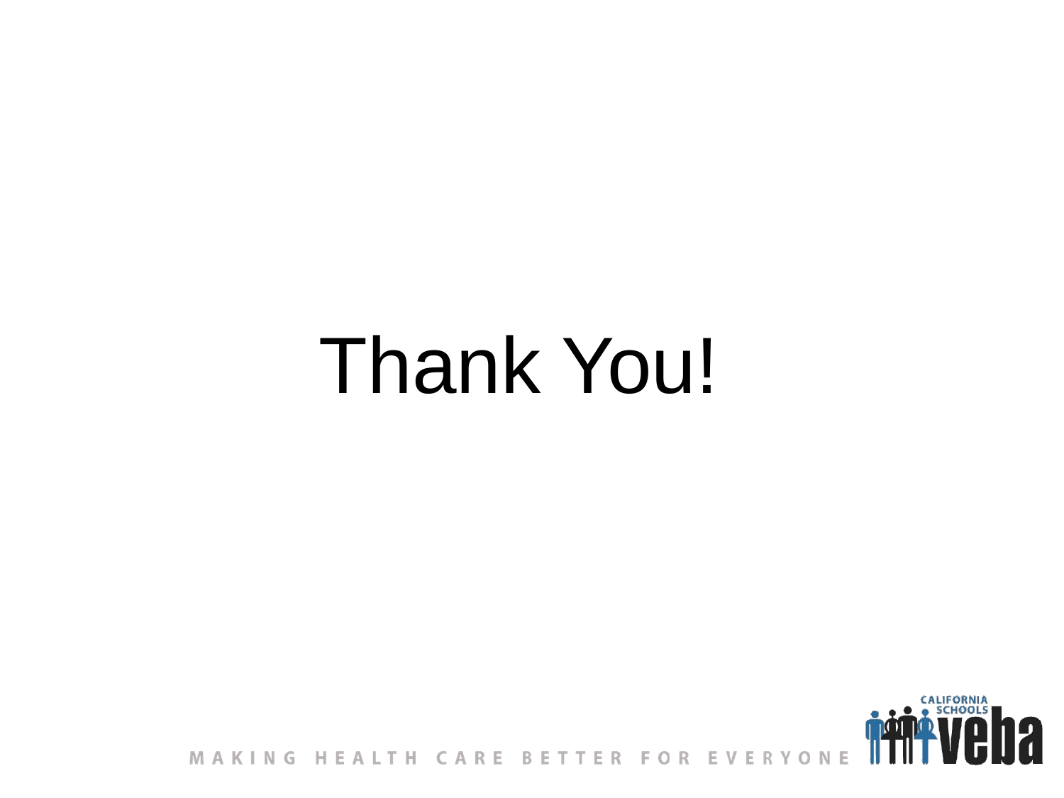# Thank You!